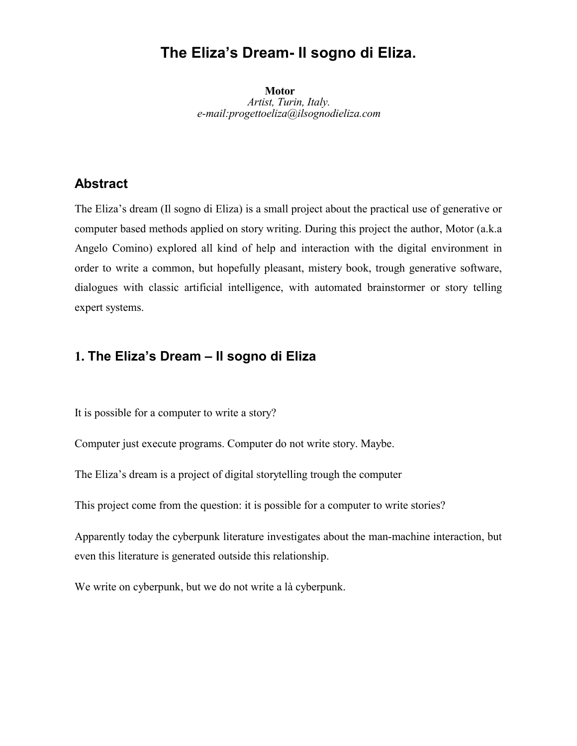# The Eliza's Dream- Il sogno di Eliza.

**Motor**
*Artist, Turin, Italy.*
*e-mail:progettoeliza@ilsognodieliza.com*

## Abstract

The Eliza's dream (Il sogno di Eliza) is a small project about the practical use of generative or computer based methods applied on story writing. During this project the author, Motor (a.k.a Angelo Comino) explored all kind of help and interaction with the digital environment in order to write a common, but hopefully pleasant, mistery book, trough generative software, dialogues with classic artificial intelligence, with automated brainstormer or story telling expert systems.

## 1. The Eliza's Dream – Il sogno di Eliza

It is possible for a computer to write a story?

Computer just execute programs. Computer do not write story. Maybe.

The Eliza's dream is a project of digital storytelling trough the computer

This project come from the question: it is possible for a computer to write stories?

Apparently today the cyberpunk literature investigates about the man-machine interaction, but even this literature is generated outside this relationship.

We write on cyberpunk, but we do not write a là cyberpunk.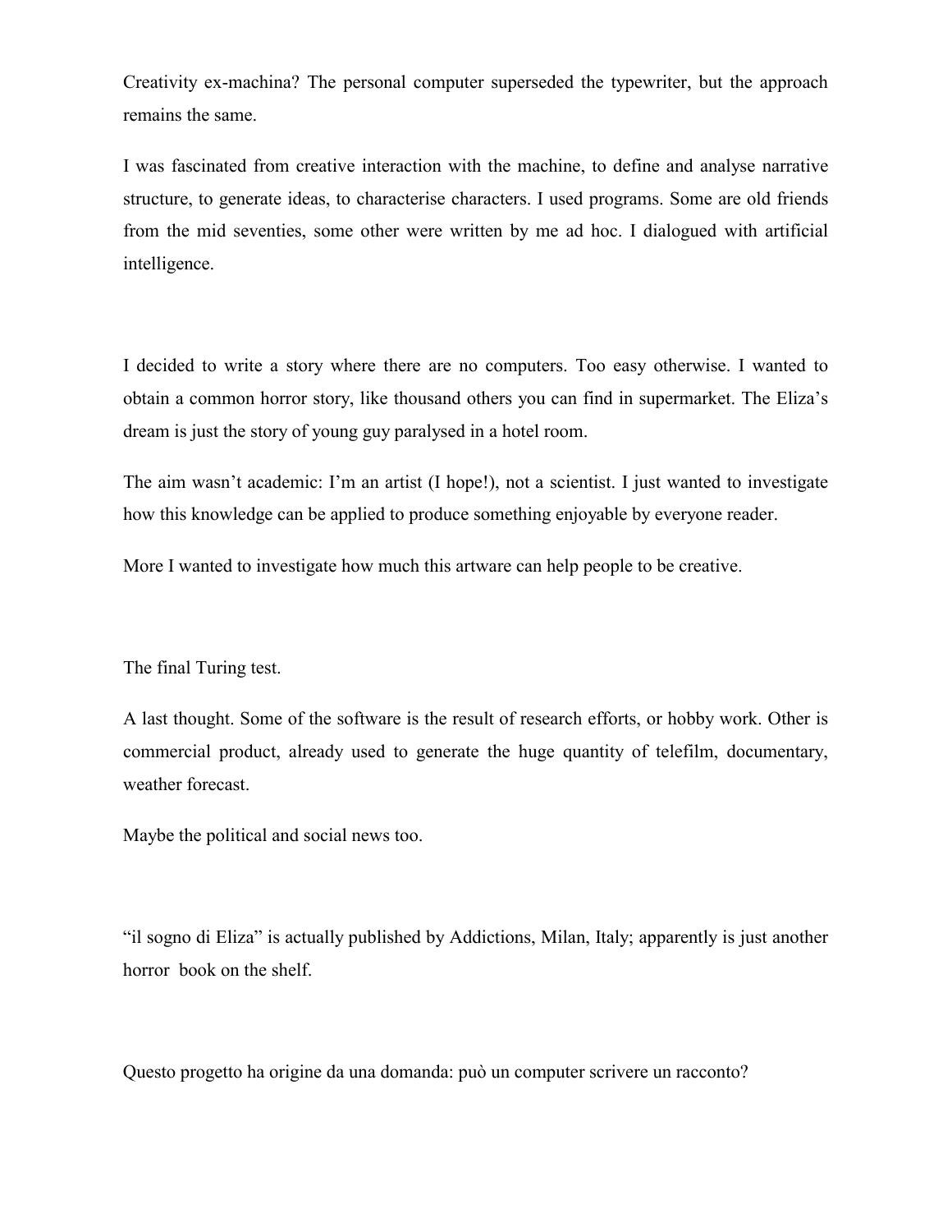Creativity ex-machina? The personal computer superseded the typewriter, but the approach remains the same.

I was fascinated from creative interaction with the machine, to define and analyse narrative structure, to generate ideas, to characterise characters. I used programs. Some are old friends from the mid seventies, some other were written by me ad hoc. I dialogued with artificial intelligence.

I decided to write a story where there are no computers. Too easy otherwise. I wanted to obtain a common horror story, like thousand others you can find in supermarket. The Eliza's dream is just the story of young guy paralysed in a hotel room.

The aim wasn't academic: I'm an artist (I hope!), not a scientist. I just wanted to investigate how this knowledge can be applied to produce something enjoyable by everyone reader.

More I wanted to investigate how much this artware can help people to be creative.

The final Turing test.

A last thought. Some of the software is the result of research efforts, or hobby work. Other is commercial product, already used to generate the huge quantity of telefilm, documentary, weather forecast.

Maybe the political and social news too.

"il sogno di Eliza" is actually published by Addictions, Milan, Italy; apparently is just another horror book on the shelf.

Questo progetto ha origine da una domanda: può un computer scrivere un racconto?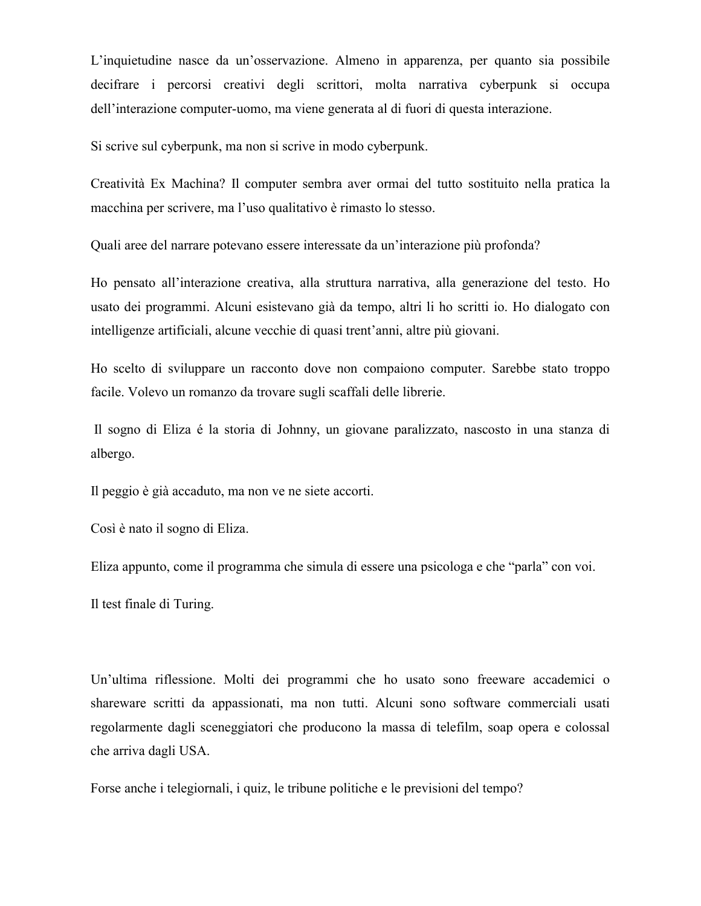L'inquietudine nasce da un'osservazione. Almeno in apparenza, per quanto sia possibile decifrare i percorsi creativi degli scrittori, molta narrativa cyberpunk si occupa dell'interazione computer-uomo, ma viene generata al di fuori di questa interazione.

Si scrive sul cyberpunk, ma non si scrive in modo cyberpunk.

Creatività Ex Machina? Il computer sembra aver ormai del tutto sostituito nella pratica la macchina per scrivere, ma l'uso qualitativo è rimasto lo stesso.

Quali aree del narrare potevano essere interessate da un'interazione più profonda?

Ho pensato all'interazione creativa, alla struttura narrativa, alla generazione del testo. Ho usato dei programmi. Alcuni esistevano già da tempo, altri li ho scritti io. Ho dialogato con intelligenze artificiali, alcune vecchie di quasi trent'anni, altre più giovani.

Ho scelto di sviluppare un racconto dove non compaiono computer. Sarebbe stato troppo facile. Volevo un romanzo da trovare sugli scaffali delle librerie.

Il sogno di Eliza é la storia di Johnny, un giovane paralizzato, nascosto in una stanza di albergo.

Il peggio è già accaduto, ma non ve ne siete accorti.

Così è nato il sogno di Eliza.

Eliza appunto, come il programma che simula di essere una psicologa e che "parla" con voi.

Il test finale di Turing.

Un'ultima riflessione. Molti dei programmi che ho usato sono freeware accademici o shareware scritti da appassionati, ma non tutti. Alcuni sono software commerciali usati regolarmente dagli sceneggiatori che producono la massa di telefilm, soap opera e colossal che arriva dagli USA.

Forse anche i telegiornali, i quiz, le tribune politiche e le previsioni del tempo?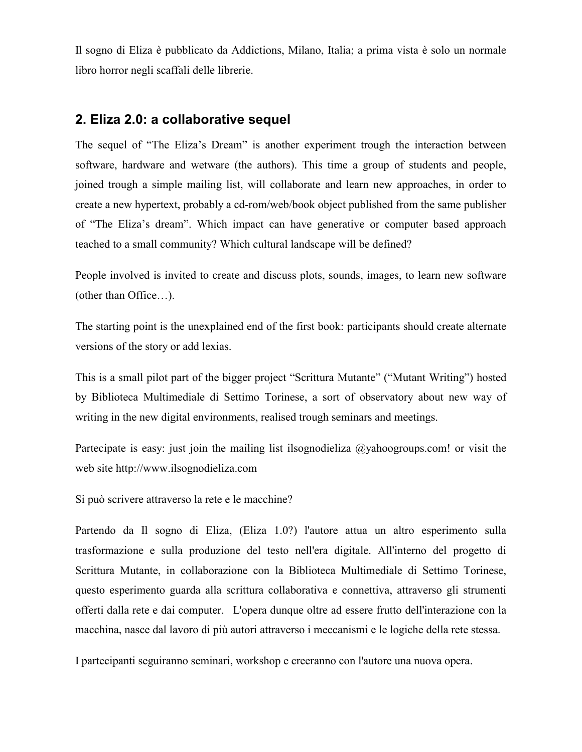Il sogno di Eliza è pubblicato da Addictions, Milano, Italia; a prima vista è solo un normale libro horror negli scaffali delle librerie.

## 2. Eliza 2.0: a collaborative sequel

The sequel of "The Eliza's Dream" is another experiment trough the interaction between software, hardware and wetware (the authors). This time a group of students and people, joined trough a simple mailing list, will collaborate and learn new approaches, in order to create a new hypertext, probably a cd-rom/web/book object published from the same publisher of "The Eliza's dream". Which impact can have generative or computer based approach teached to a small community? Which cultural landscape will be defined?

People involved is invited to create and discuss plots, sounds, images, to learn new software (other than Office…).

The starting point is the unexplained end of the first book: participants should create alternate versions of the story or add lexias.

This is a small pilot part of the bigger project "Scrittura Mutante" ("Mutant Writing") hosted by Biblioteca Multimediale di Settimo Torinese, a sort of observatory about new way of writing in the new digital environments, realised trough seminars and meetings.

Partecipate is easy: just join the mailing list ilsognodieliza @yahoogroups.com! or visit the web site http://www.ilsognodieliza.com

Si può scrivere attraverso la rete e le macchine?

Partendo da Il sogno di Eliza, (Eliza 1.0?) l'autore attua un altro esperimento sulla trasformazione e sulla produzione del testo nell'era digitale. All'interno del progetto di Scrittura Mutante, in collaborazione con la Biblioteca Multimediale di Settimo Torinese, questo esperimento guarda alla scrittura collaborativa e connettiva, attraverso gli strumenti offerti dalla rete e dai computer. L'opera dunque oltre ad essere frutto dell'interazione con la macchina, nasce dal lavoro di più autori attraverso i meccanismi e le logiche della rete stessa.

I partecipanti seguiranno seminari, workshop e creeranno con l'autore una nuova opera.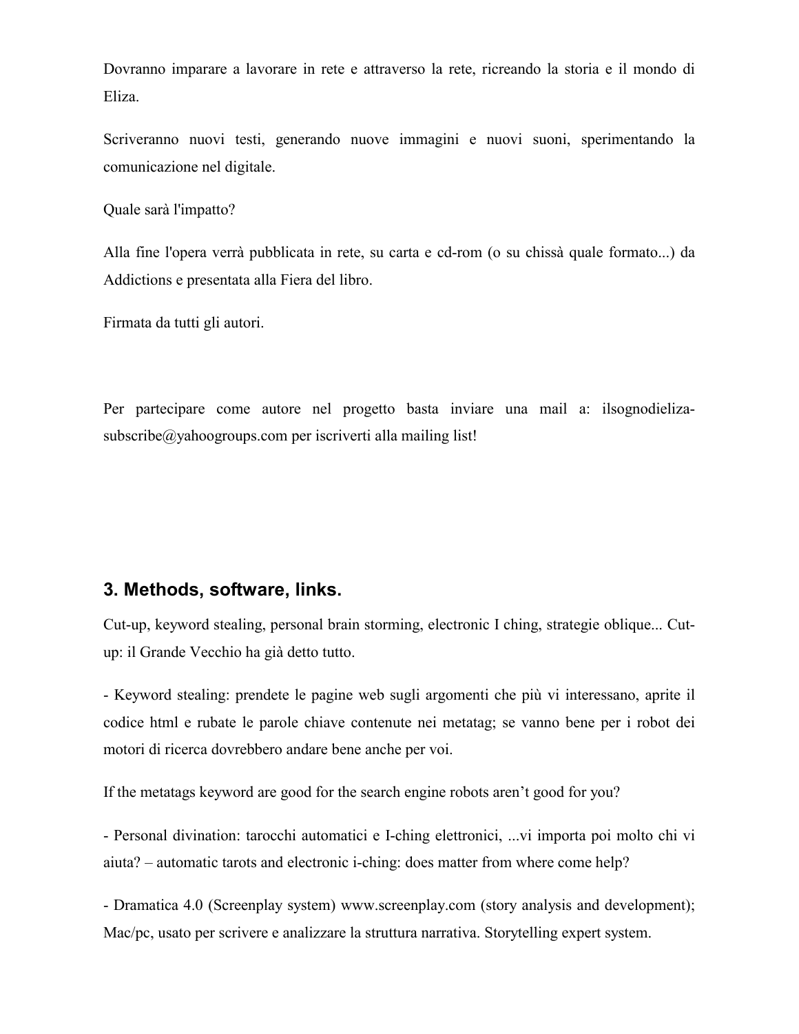Dovranno imparare a lavorare in rete e attraverso la rete, ricreando la storia e il mondo di Eliza.

Scriveranno nuovi testi, generando nuove immagini e nuovi suoni, sperimentando la comunicazione nel digitale.

Quale sarà l'impatto?

Alla fine l'opera verrà pubblicata in rete, su carta e cd-rom (o su chissà quale formato...) da Addictions e presentata alla Fiera del libro.

Firmata da tutti gli autori.

Per partecipare come autore nel progetto basta inviare una mail a: ilsognodieliza-subscribe@yahoogroups.com per iscriverti alla mailing list!

## 3. Methods, software, links.

Cut-up, keyword stealing, personal brain storming, electronic I ching, strategie oblique... Cut-up: il Grande Vecchio ha già detto tutto.

- Keyword stealing: prendete le pagine web sugli argomenti che più vi interessano, aprite il codice html e rubate le parole chiave contenute nei metatag; se vanno bene per i robot dei motori di ricerca dovrebbero andare bene anche per voi.

If the metatags keyword are good for the search engine robots aren't good for you?

- Personal divination: tarocchi automatici e I-ching elettronici, ...vi importa poi molto chi vi aiuta? – automatic tarots and electronic i-ching: does matter from where come help?

- Dramatica 4.0 (Screenplay system) www.screenplay.com (story analysis and development); Mac/pc, usato per scrivere e analizzare la struttura narrativa. Storytelling expert system.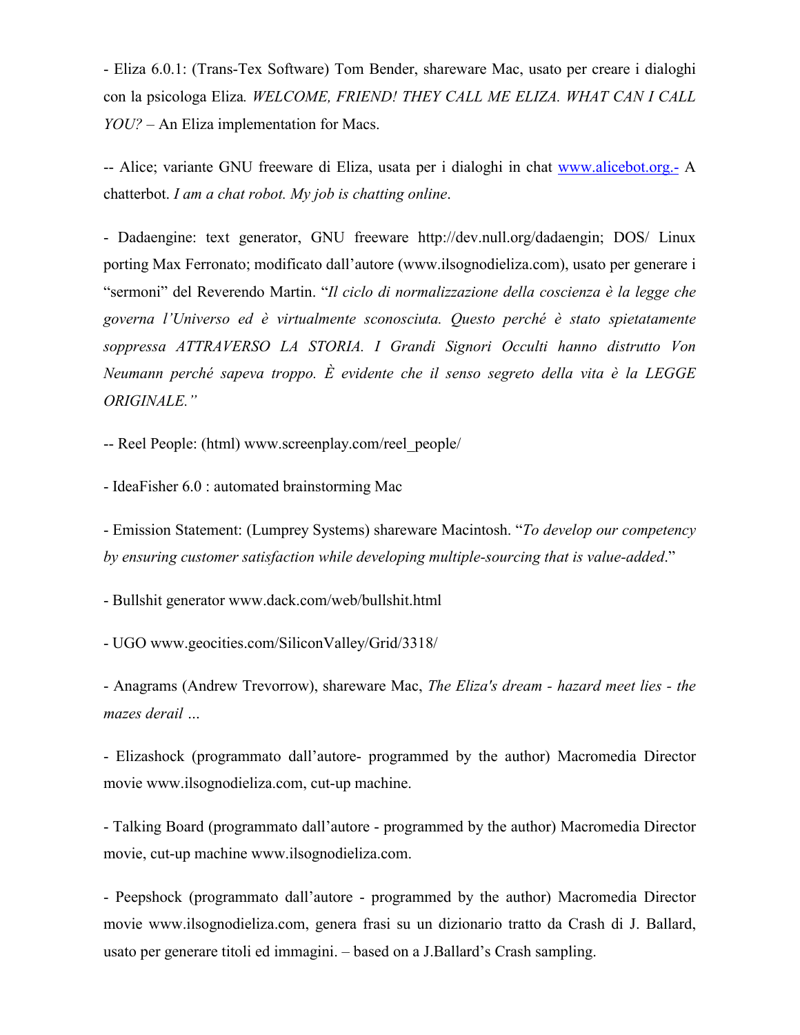- Eliza 6.0.1: (Trans-Tex Software) Tom Bender, shareware Mac, usato per creare i dialoghi con la psicologa Eliza*. WELCOME, FRIEND! THEY CALL ME ELIZA. WHAT CAN I CALL YOU?* – An Eliza implementation for Macs.

-- Alice; variante GNU freeware di Eliza, usata per i dialoghi in chat www.alicebot.org.- A chatterbot. *I am a chat robot. My job is chatting online*.

- Dadaengine: text generator, GNU freeware http://dev.null.org/dadaengin; DOS/ Linux porting Max Ferronato; modificato dall'autore (www.ilsognodieliza.com), usato per generare i "sermoni" del Reverendo Martin. "*Il ciclo di normalizzazione della coscienza è la legge che governa l'Universo ed è virtualmente sconosciuta. Questo perché è stato spietatamente soppressa ATTRAVERSO LA STORIA. I Grandi Signori Occulti hanno distrutto Von Neumann perché sapeva troppo. È evidente che il senso segreto della vita è la LEGGE ORIGINALE.*"

-- Reel People: (html) www.screenplay.com/reel_people/

- IdeaFisher 6.0 : automated brainstorming Mac

- Emission Statement: (Lumprey Systems) shareware Macintosh. "*To develop our competency by ensuring customer satisfaction while developing multiple-sourcing that is value-added*."

- Bullshit generator www.dack.com/web/bullshit.html

- UGO www.geocities.com/SiliconValley/Grid/3318/

- Anagrams (Andrew Trevorrow), shareware Mac, *The Eliza's dream - hazard meet lies - the mazes derail …*

- Elizashock (programmato dall'autore- programmed by the author) Macromedia Director movie www.ilsognodieliza.com, cut-up machine.

- Talking Board (programmato dall'autore - programmed by the author) Macromedia Director movie, cut-up machine www.ilsognodieliza.com.

- Peepshock (programmato dall'autore - programmed by the author) Macromedia Director movie www.ilsognodieliza.com, genera frasi su un dizionario tratto da Crash di J. Ballard, usato per generare titoli ed immagini. – based on a J.Ballard's Crash sampling.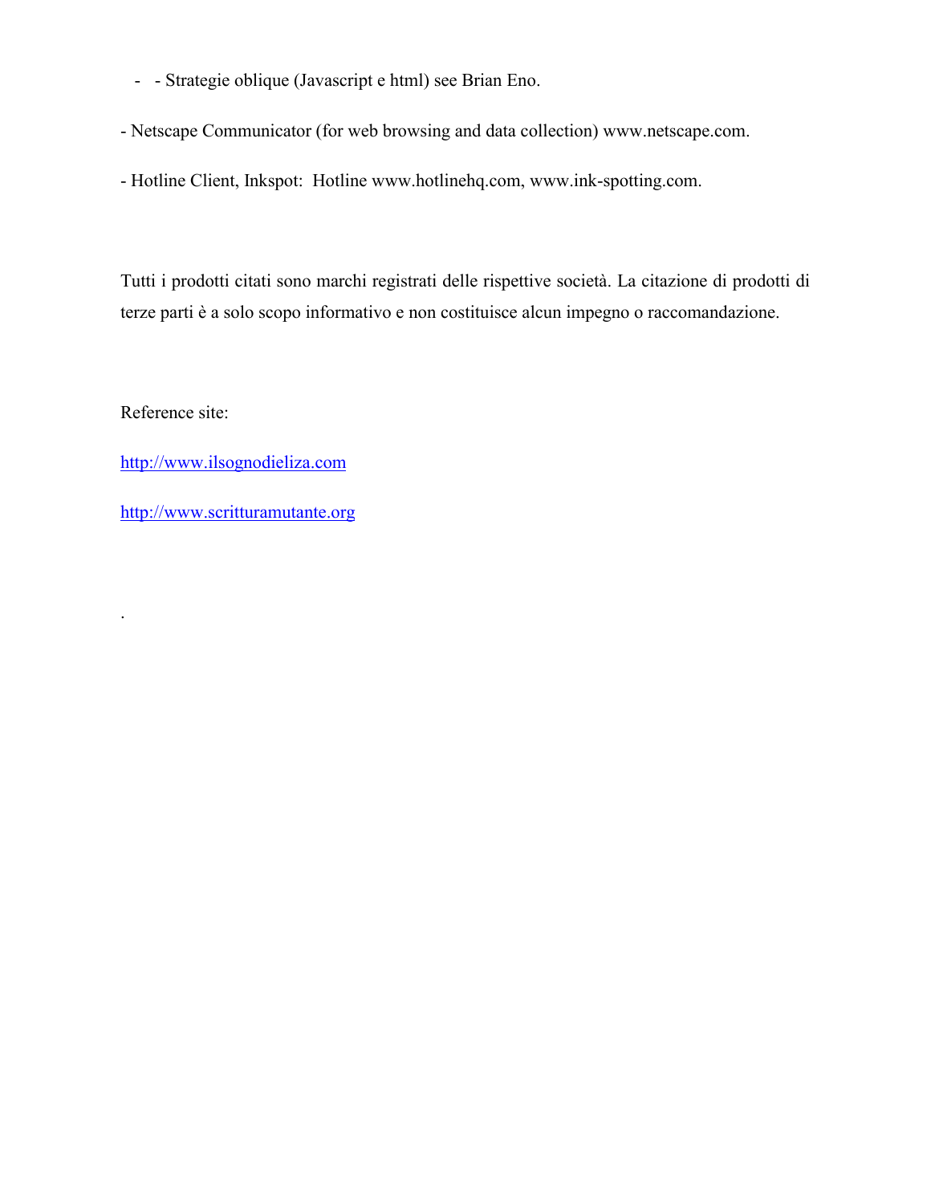- - Strategie oblique (Javascript e html) see Brian Eno.

- Netscape Communicator (for web browsing and data collection) www.netscape.com.

- Hotline Client, Inkspot:  Hotline www.hotlinehq.com, www.ink-spotting.com.

Tutti i prodotti citati sono marchi registrati delle rispettive società. La citazione di prodotti di terze parti è a solo scopo informativo e non costituisce alcun impegno o raccomandazione.

Reference site:

http://www.ilsognodieliza.com

http://www.scritturamutante.org

.